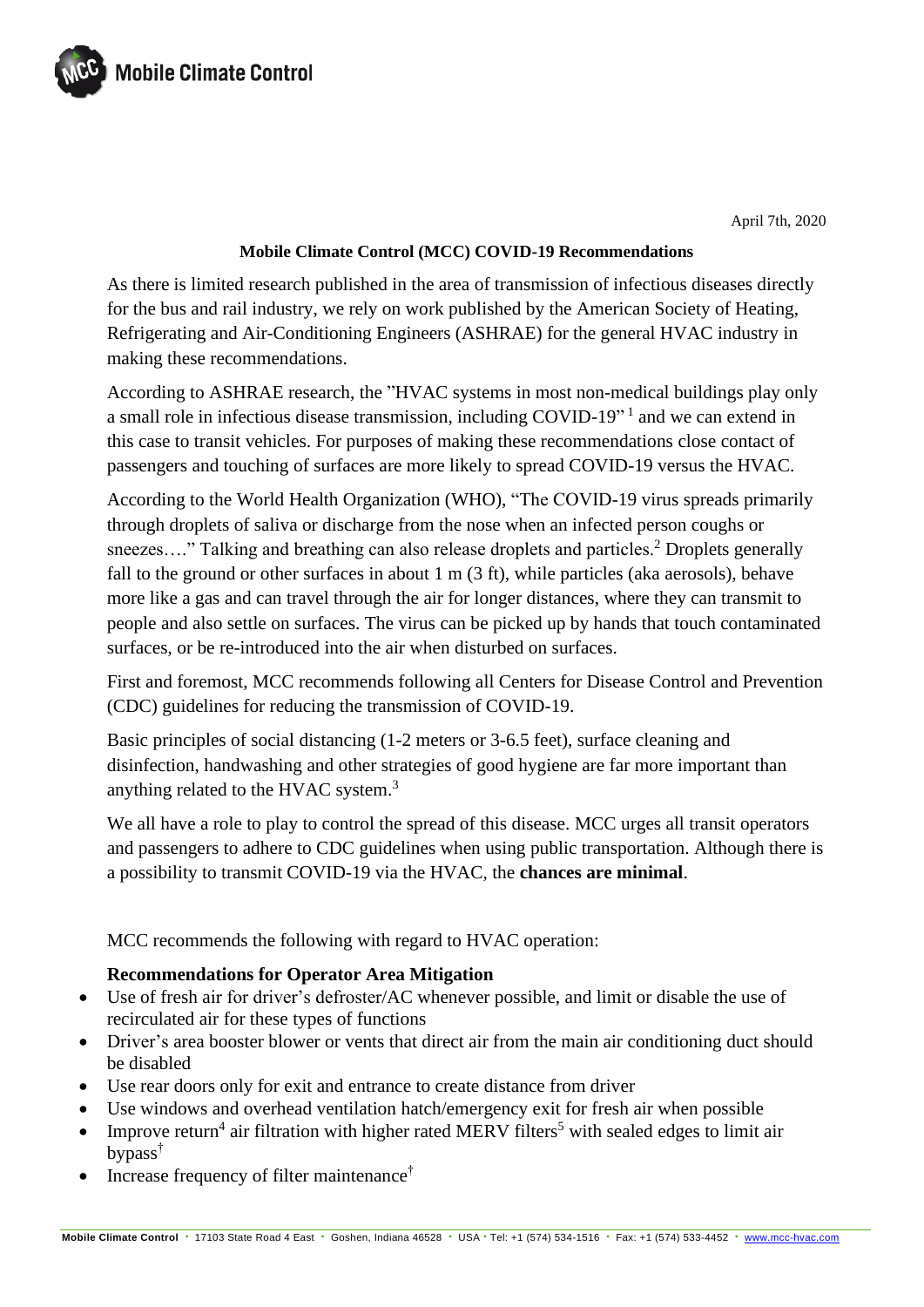April 7th, 2020

**Mobile Climate Control (MCC) COVID-19 Recommendations**

As there is limited research published in the area of transmission of infectious diseases directly for the bus and rail industry, we rely on work published by the American Society of Heating, Refrigerating and Air-Conditioning Engineers (ASHRAE) for the general HVAC industry in making these recommendations.

According to ASHRAE research, the "HVAC systems in most non-medical buildings play only a small role in infectious disease transmission, including COVID-19" [1] and we can extend in this case to transit vehicles. For purposes of making these recommendations close contact of passengers and touching of surfaces are more likely to spread COVID-19 versus the HVAC.

According to the World Health Organization (WHO), "The COVID-19 virus spreads primarily through droplets of saliva or discharge from the nose when an infected person coughs or sneezes…." Talking and breathing can also release droplets and particles.[2] Droplets generally fall to the ground or other surfaces in about 1 m (3 ft), while particles (aka aerosols), behave more like a gas and can travel through the air for longer distances, where they can transmit to people and also settle on surfaces. The virus can be picked up by hands that touch contaminated surfaces, or be re-introduced into the air when disturbed on surfaces.

First and foremost, MCC recommends following all Centers for Disease Control and Prevention (CDC) guidelines for reducing the transmission of COVID-19.

Basic principles of social distancing (1-2 meters or 3-6.5 feet), surface cleaning and disinfection, handwashing and other strategies of good hygiene are far more important than anything related to the HVAC system.[3]

We all have a role to play to control the spread of this disease. MCC urges all transit operators and passengers to adhere to CDC guidelines when using public transportation. Although there is a possibility to transmit COVID-19 via the HVAC, the **chances are minimal**.

MCC recommends the following with regard to HVAC operation:

**Recommendations for Operator Area Mitigation**

- Use of fresh air for driver's defroster/AC whenever possible, and limit or disable the use of recirculated air for these types of functions
- Driver's area booster blower or vents that direct air from the main air conditioning duct should be disabled
- Use rear doors only for exit and entrance to create distance from driver
- Use windows and overhead ventilation hatch/emergency exit for fresh air when possible
- Improve return[4] air filtration with higher rated MERV filters[5] with sealed edges to limit air bypass[†]
- Increase frequency of filter maintenance[†]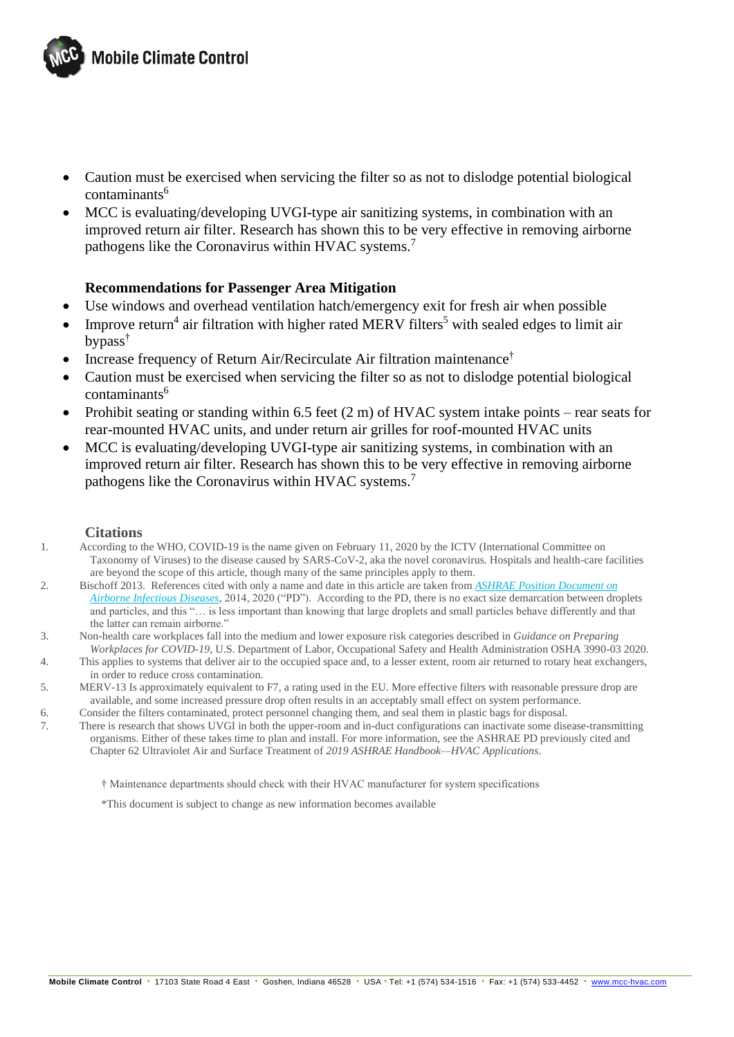- Caution must be exercised when servicing the filter so as not to dislodge potential biological contaminants[6]
- MCC is evaluating/developing UVGI-type air sanitizing systems, in combination with an improved return air filter. Research has shown this to be very effective in removing airborne pathogens like the Coronavirus within HVAC systems.[7]

### Recommendations for Passenger Area Mitigation

- Use windows and overhead ventilation hatch/emergency exit for fresh air when possible
- Improve return[4] air filtration with higher rated MERV filters[5] with sealed edges to limit air bypass[†]
- Increase frequency of Return Air/Recirculate Air filtration maintenance[†]
- Caution must be exercised when servicing the filter so as not to dislodge potential biological contaminants[6]
- Prohibit seating or standing within 6.5 feet (2 m) of HVAC system intake points – rear seats for rear-mounted HVAC units, and under return air grilles for roof-mounted HVAC units
- MCC is evaluating/developing UVGI-type air sanitizing systems, in combination with an improved return air filter. Research has shown this to be very effective in removing airborne pathogens like the Coronavirus within HVAC systems.[7]

### Citations

1. According to the WHO, COVID-19 is the name given on February 11, 2020 by the ICTV (International Committee on Taxonomy of Viruses) to the disease caused by SARS-CoV-2, aka the novel coronavirus. Hospitals and health-care facilities are beyond the scope of this article, though many of the same principles apply to them.
2. Bischoff 2013. References cited with only a name and date in this article are taken from *ASHRAE Position Document on Airborne Infectious Diseases*, 2014, 2020 ("PD"). According to the PD, there is no exact size demarcation between droplets and particles, and this "… is less important than knowing that large droplets and small particles behave differently and that the latter can remain airborne."
3. Non-health care workplaces fall into the medium and lower exposure risk categories described in *Guidance on Preparing Workplaces for COVID-19*, U.S. Department of Labor, Occupational Safety and Health Administration OSHA 3990-03 2020.
4. This applies to systems that deliver air to the occupied space and, to a lesser extent, room air returned to rotary heat exchangers, in order to reduce cross contamination.
5. MERV-13 Is approximately equivalent to F7, a rating used in the EU. More effective filters with reasonable pressure drop are available, and some increased pressure drop often results in an acceptably small effect on system performance.
6. Consider the filters contaminated, protect personnel changing them, and seal them in plastic bags for disposal.
7. There is research that shows UVGI in both the upper-room and in-duct configurations can inactivate some disease-transmitting organisms. Either of these takes time to plan and install. For more information, see the ASHRAE PD previously cited and Chapter 62 Ultraviolet Air and Surface Treatment of *2019 ASHRAE Handbook—HVAC Applications*.

† Maintenance departments should check with their HVAC manufacturer for system specifications

*This document is subject to change as new information becomes available